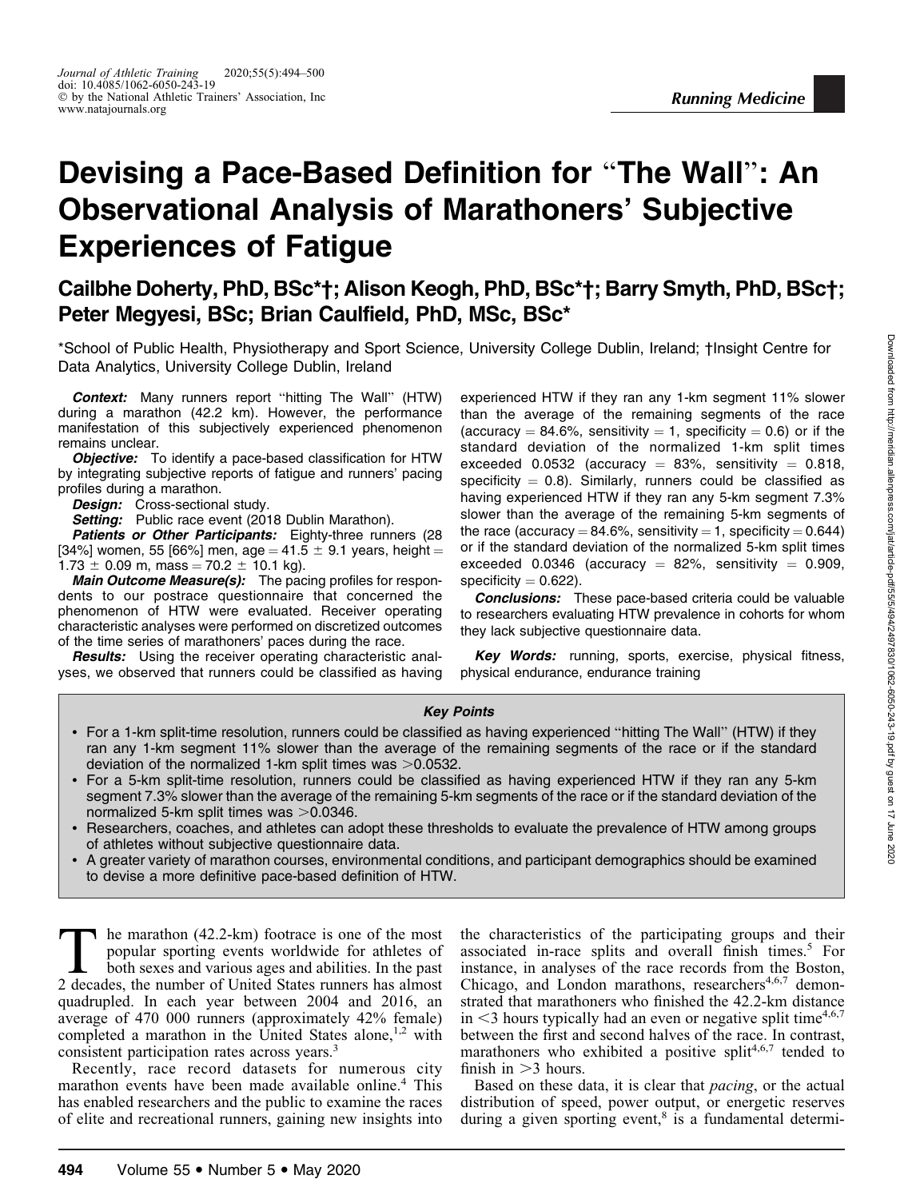# Devising a Pace-Based Definition for "The Wall": An Observational Analysis of Marathoners' Subjective Experiences of Fatigue

## Cailbhe Doherty, PhD, BSc*†; Alison Keogh, PhD, BSc*†; Barry Smyth, PhD, BSc†; Peter Megyesi, BSc; Brian Caulfield, PhD, MSc, BSc*

*School of Public Health, Physiotherapy and Sport Science, University College Dublin, Ireland; †Insight Centre for Data Analytics, University College Dublin, Ireland

***Context:*** Many runners report "hitting The Wall" (HTW) during a marathon (42.2 km). However, the performance manifestation of this subjectively experienced phenomenon remains unclear.

***Objective:*** To identify a pace-based classification for HTW by integrating subjective reports of fatigue and runners' pacing profiles during a marathon.

***Design:*** Cross-sectional study.

***Setting:*** Public race event (2018 Dublin Marathon).

***Patients or Other Participants:*** Eighty-three runners (28 [34%] women, 55 [66%] men, age = 41.5 ± 9.1 years, height = 1.73 ± 0.09 m, mass = 70.2 ± 10.1 kg).

***Main Outcome Measure(s):*** The pacing profiles for respondents to our postrace questionnaire that concerned the phenomenon of HTW were evaluated. Receiver operating characteristic analyses were performed on discretized outcomes of the time series of marathoners' paces during the race.

***Results:*** Using the receiver operating characteristic analyses, we observed that runners could be classified as having experienced HTW if they ran any 1-km segment 11% slower than the average of the remaining segments of the race (accuracy = 84.6%, sensitivity = 1, specificity = 0.6) or if the standard deviation of the normalized 1-km split times exceeded 0.0532 (accuracy = 83%, sensitivity = 0.818, specificity = 0.8). Similarly, runners could be classified as having experienced HTW if they ran any 5-km segment 7.3% slower than the average of the remaining 5-km segments of the race (accuracy = 84.6%, sensitivity = 1, specificity = 0.644) or if the standard deviation of the normalized 5-km split times exceeded 0.0346 (accuracy = 82%, sensitivity = 0.909, specificity = 0.622).

***Conclusions:*** These pace-based criteria could be valuable to researchers evaluating HTW prevalence in cohorts for whom they lack subjective questionnaire data.

***Key Words:*** running, sports, exercise, physical fitness, physical endurance, endurance training

**Key Points**

- For a 1-km split-time resolution, runners could be classified as having experienced "hitting The Wall" (HTW) if they ran any 1-km segment 11% slower than the average of the remaining segments of the race or if the standard deviation of the normalized 1-km split times was >0.0532.
- For a 5-km split-time resolution, runners could be classified as having experienced HTW if they ran any 5-km segment 7.3% slower than the average of the remaining 5-km segments of the race or if the standard deviation of the normalized 5-km split times was >0.0346.
- Researchers, coaches, and athletes can adopt these thresholds to evaluate the prevalence of HTW among groups of athletes without subjective questionnaire data.
- A greater variety of marathon courses, environmental conditions, and participant demographics should be examined to devise a more definitive pace-based definition of HTW.

The marathon (42.2-km) footrace is one of the most popular sporting events worldwide for athletes of both sexes and various ages and abilities. In the past 2 decades, the number of United States runners has almost quadrupled. In each year between 2004 and 2016, an average of 470 000 runners (approximately 42% female) completed a marathon in the United States alone,[1,2] with consistent participation rates across years.[3]

Recently, race record datasets for numerous city marathon events have been made available online.[4] This has enabled researchers and the public to examine the races of elite and recreational runners, gaining new insights into the characteristics of the participating groups and their associated in-race splits and overall finish times.[5] For instance, in analyses of the race records from the Boston, Chicago, and London marathons, researchers[4,6,7] demonstrated that marathoners who finished the 42.2-km distance in <3 hours typically had an even or negative split time[4,6,7] between the first and second halves of the race. In contrast, marathoners who exhibited a positive split[4,6,7] tended to finish in >3 hours.

Based on these data, it is clear that *pacing*, or the actual distribution of speed, power output, or energetic reserves during a given sporting event,[8] is a fundamental determi-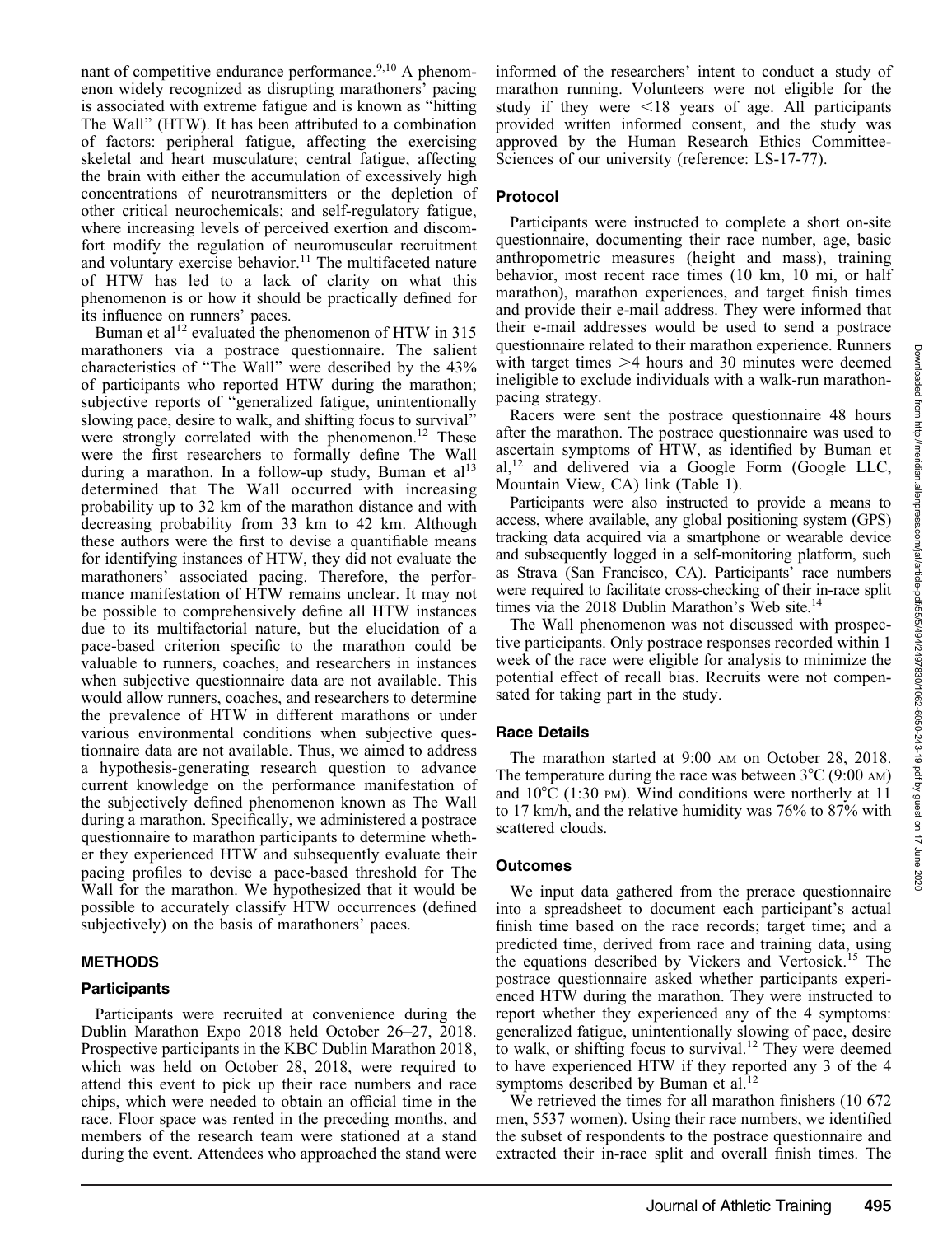nant of competitive endurance performance.[9,10] A phenomenon widely recognized as disrupting marathoners' pacing is associated with extreme fatigue and is known as "hitting The Wall" (HTW). It has been attributed to a combination of factors: peripheral fatigue, affecting the exercising skeletal and heart musculature; central fatigue, affecting the brain with either the accumulation of excessively high concentrations of neurotransmitters or the depletion of other critical neurochemicals; and self-regulatory fatigue, where increasing levels of perceived exertion and discomfort modify the regulation of neuromuscular recruitment and voluntary exercise behavior.[11] The multifaceted nature of HTW has led to a lack of clarity on what this phenomenon is or how it should be practically defined for its influence on runners' paces.

Buman et al[12] evaluated the phenomenon of HTW in 315 marathoners via a postrace questionnaire. The salient characteristics of "The Wall" were described by the 43% of participants who reported HTW during the marathon; subjective reports of "generalized fatigue, unintentionally slowing pace, desire to walk, and shifting focus to survival" were strongly correlated with the phenomenon.[12] These were the first researchers to formally define The Wall during a marathon. In a follow-up study, Buman et al[13] determined that The Wall occurred with increasing probability up to 32 km of the marathon distance and with decreasing probability from 33 km to 42 km. Although these authors were the first to devise a quantifiable means for identifying instances of HTW, they did not evaluate the marathoners' associated pacing. Therefore, the performance manifestation of HTW remains unclear. It may not be possible to comprehensively define all HTW instances due to its multifactorial nature, but the elucidation of a pace-based criterion specific to the marathon could be valuable to runners, coaches, and researchers in instances when subjective questionnaire data are not available. This would allow runners, coaches, and researchers to determine the prevalence of HTW in different marathons or under various environmental conditions when subjective questionnaire data are not available. Thus, we aimed to address a hypothesis-generating research question to advance current knowledge on the performance manifestation of the subjectively defined phenomenon known as The Wall during a marathon. Specifically, we administered a postrace questionnaire to marathon participants to determine whether they experienced HTW and subsequently evaluate their pacing profiles to devise a pace-based threshold for The Wall for the marathon. We hypothesized that it would be possible to accurately classify HTW occurrences (defined subjectively) on the basis of marathoners' paces.

## METHODS

### Participants

Participants were recruited at convenience during the Dublin Marathon Expo 2018 held October 26–27, 2018. Prospective participants in the KBC Dublin Marathon 2018, which was held on October 28, 2018, were required to attend this event to pick up their race numbers and race chips, which were needed to obtain an official time in the race. Floor space was rented in the preceding months, and members of the research team were stationed at a stand during the event. Attendees who approached the stand were informed of the researchers' intent to conduct a study of marathon running. Volunteers were not eligible for the study if they were <18 years of age. All participants provided written informed consent, and the study was approved by the Human Research Ethics Committee-Sciences of our university (reference: LS-17-77).

### Protocol

Participants were instructed to complete a short on-site questionnaire, documenting their race number, age, basic anthropometric measures (height and mass), training behavior, most recent race times (10 km, 10 mi, or half marathon), marathon experiences, and target finish times and provide their e-mail address. They were informed that their e-mail addresses would be used to send a postrace questionnaire related to their marathon experience. Runners with target times >4 hours and 30 minutes were deemed ineligible to exclude individuals with a walk-run marathon-pacing strategy.

Racers were sent the postrace questionnaire 48 hours after the marathon. The postrace questionnaire was used to ascertain symptoms of HTW, as identified by Buman et al,[12] and delivered via a Google Form (Google LLC, Mountain View, CA) link (Table 1).

Participants were also instructed to provide a means to access, where available, any global positioning system (GPS) tracking data acquired via a smartphone or wearable device and subsequently logged in a self-monitoring platform, such as Strava (San Francisco, CA). Participants' race numbers were required to facilitate cross-checking of their in-race split times via the 2018 Dublin Marathon's Web site.[14]

The Wall phenomenon was not discussed with prospective participants. Only postrace responses recorded within 1 week of the race were eligible for analysis to minimize the potential effect of recall bias. Recruits were not compensated for taking part in the study.

### Race Details

The marathon started at 9:00 AM on October 28, 2018. The temperature during the race was between 3°C (9:00 AM) and 10°C (1:30 PM). Wind conditions were northerly at 11 to 17 km/h, and the relative humidity was 76% to 87% with scattered clouds.

### Outcomes

We input data gathered from the prerace questionnaire into a spreadsheet to document each participant's actual finish time based on the race records; target time; and a predicted time, derived from race and training data, using the equations described by Vickers and Vertosick.[15] The postrace questionnaire asked whether participants experienced HTW during the marathon. They were instructed to report whether they experienced any of the 4 symptoms: generalized fatigue, unintentionally slowing of pace, desire to walk, or shifting focus to survival.[12] They were deemed to have experienced HTW if they reported any 3 of the 4 symptoms described by Buman et al.[12]

We retrieved the times for all marathon finishers (10 672 men, 5537 women). Using their race numbers, we identified the subset of respondents to the postrace questionnaire and extracted their in-race split and overall finish times. The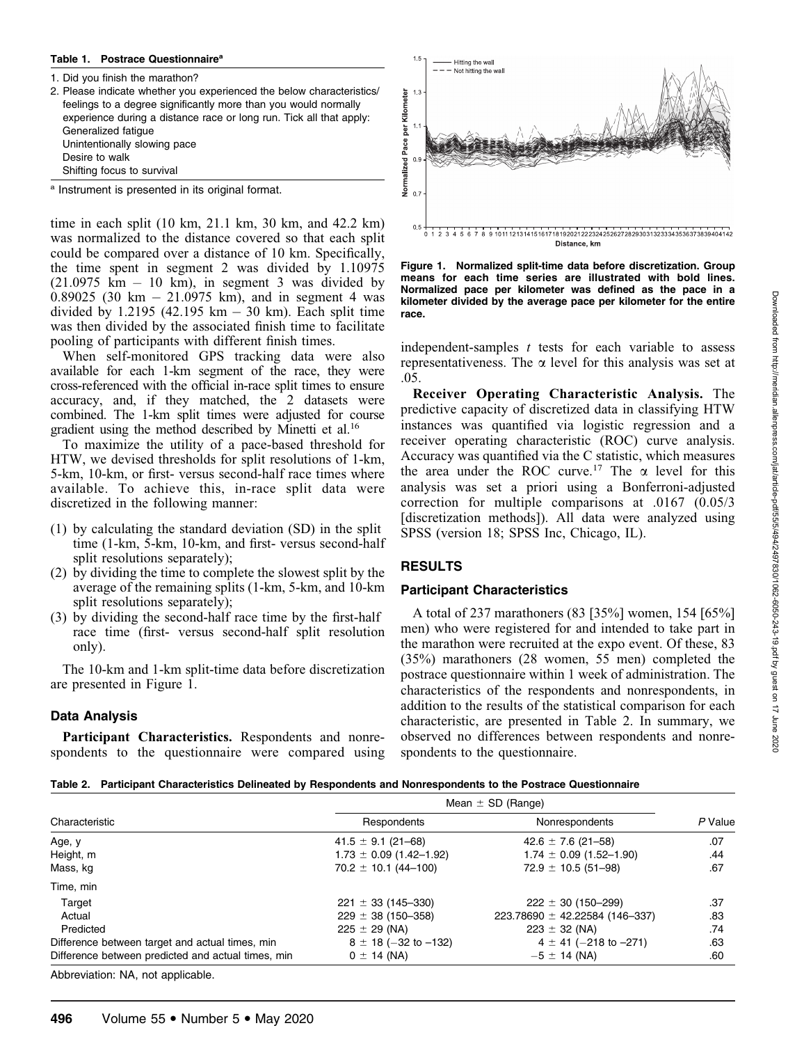**Table 1. Postrace Questionnaire[a]**

1. Did you finish the marathon?
2. Please indicate whether you experienced the below characteristics/feelings to a degree significantly more than you would normally experience during a distance race or long run. Tick all that apply:
   Generalized fatigue
   Unintentionally slowing pace
   Desire to walk
   Shifting focus to survival

[a] Instrument is presented in its original format.

time in each split (10 km, 21.1 km, 30 km, and 42.2 km) was normalized to the distance covered so that each split could be compared over a distance of 10 km. Specifically, the time spent in segment 2 was divided by 1.10975 (21.0975 km − 10 km), in segment 3 was divided by 0.89025 (30 km − 21.0975 km), and in segment 4 was divided by 1.2195 (42.195 km − 30 km). Each split time was then divided by the associated finish time to facilitate pooling of participants with different finish times.

When self-monitored GPS tracking data were also available for each 1-km segment of the race, they were cross-referenced with the official in-race split times to ensure accuracy, and, if they matched, the 2 datasets were combined. The 1-km split times were adjusted for course gradient using the method described by Minetti et al.[16]

To maximize the utility of a pace-based threshold for HTW, we devised thresholds for split resolutions of 1-km, 5-km, 10-km, or first- versus second-half race times where available. To achieve this, in-race split data were discretized in the following manner:

(1) by calculating the standard deviation (SD) in the split time (1-km, 5-km, 10-km, and first- versus second-half split resolutions separately);
(2) by dividing the time to complete the slowest split by the average of the remaining splits (1-km, 5-km, and 10-km split resolutions separately);
(3) by dividing the second-half race time by the first-half race time (first- versus second-half split resolution only).

The 10-km and 1-km split-time data before discretization are presented in Figure 1.

Figure 1. Normalized split-time data before discretization. Group means for each time series are illustrated with bold lines. Normalized pace per kilometer was defined as the pace in a kilometer divided by the average pace per kilometer for the entire race.

### Data Analysis

**Participant Characteristics.** Respondents and nonrespondents to the questionnaire were compared using independent-samples *t* tests for each variable to assess representativeness. The α level for this analysis was set at .05.

**Receiver Operating Characteristic Analysis.** The predictive capacity of discretized data in classifying HTW instances was quantified via logistic regression and a receiver operating characteristic (ROC) curve analysis. Accuracy was quantified via the C statistic, which measures the area under the ROC curve.[17] The α level for this analysis was set a priori using a Bonferroni-adjusted correction for multiple comparisons at .0167 (0.05/3 [discretization methods]). All data were analyzed using SPSS (version 18; SPSS Inc, Chicago, IL).

## RESULTS

### Participant Characteristics

A total of 237 marathoners (83 [35%] women, 154 [65%] men) who were registered for and intended to take part in the marathon were recruited at the expo event. Of these, 83 (35%) marathoners (28 women, 55 men) completed the postrace questionnaire within 1 week of administration. The characteristics of the respondents and nonrespondents, in addition to the results of the statistical comparison for each characteristic, are presented in Table 2. In summary, we observed no differences between respondents and nonrespondents to the questionnaire.

**Table 2. Participant Characteristics Delineated by Respondents and Nonrespondents to the Postrace Questionnaire**

| Characteristic | Mean ± SD (Range) | | *P* Value |
|---|---|---|---|
| | Respondents | Nonrespondents | |
| Age, y | 41.5 ± 9.1 (21–68) | 42.6 ± 7.6 (21–58) | .07 |
| Height, m | 1.73 ± 0.09 (1.42–1.92) | 1.74 ± 0.09 (1.52–1.90) | .44 |
| Mass, kg | 70.2 ± 10.1 (44–100) | 72.9 ± 10.5 (51–98) | .67 |
| Time, min | | | |
| Target | 221 ± 33 (145–330) | 222 ± 30 (150–299) | .37 |
| Actual | 229 ± 38 (150–358) | 223.78690 ± 42.22584 (146–337) | .83 |
| Predicted | 225 ± 29 (NA) | 223 ± 32 (NA) | .74 |
| Difference between target and actual times, min | 8 ± 18 (−32 to −132) | 4 ± 41 (−218 to −271) | .63 |
| Difference between predicted and actual times, min | 0 ± 14 (NA) | −5 ± 14 (NA) | .60 |

Abbreviation: NA, not applicable.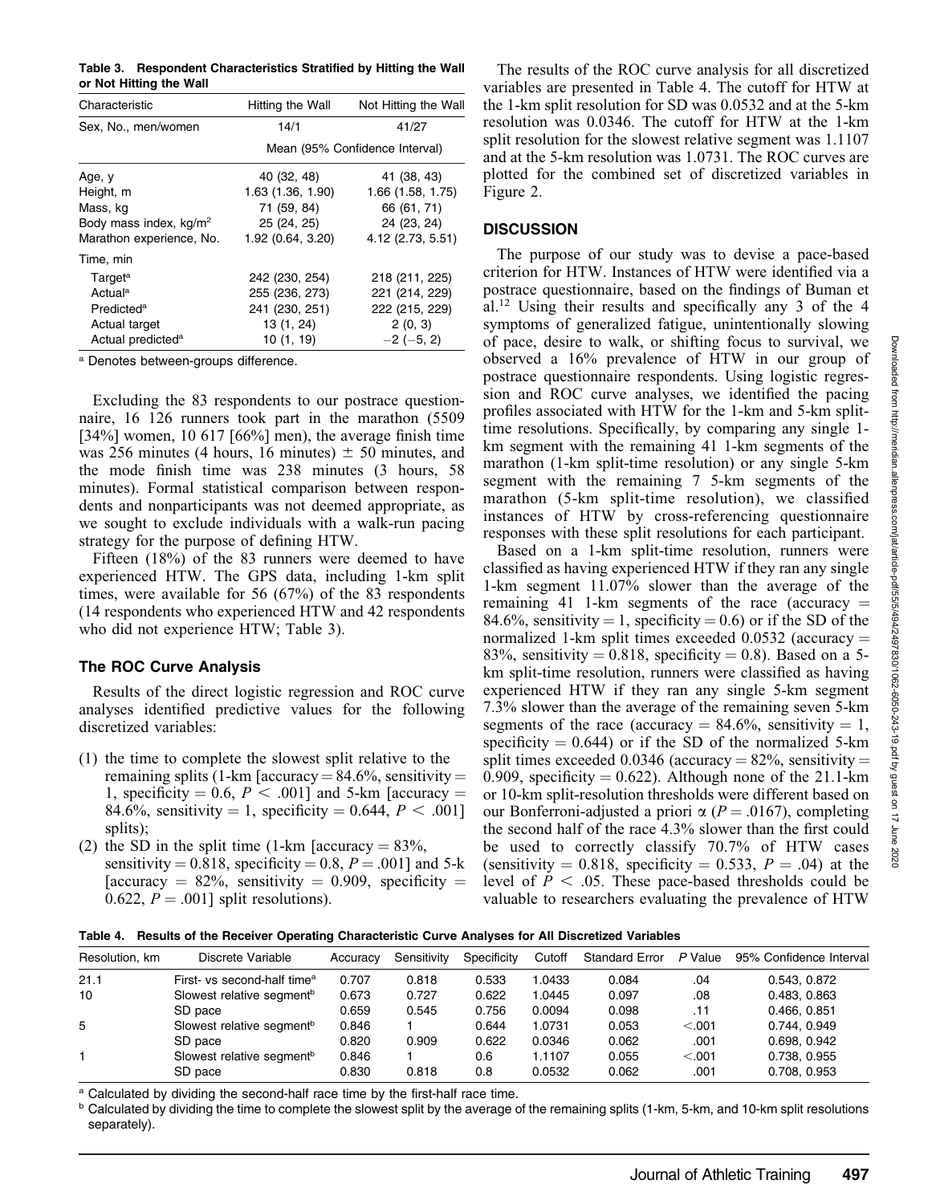**Table 3. Respondent Characteristics Stratified by Hitting the Wall or Not Hitting the Wall**

| Characteristic | Hitting the Wall | Not Hitting the Wall |
|---|---|---|
| Sex, No., men/women | 14/1 | 41/27 |
| | Mean (95% Confidence Interval) | |
| Age, y | 40 (32, 48) | 41 (38, 43) |
| Height, m | 1.63 (1.36, 1.90) | 1.66 (1.58, 1.75) |
| Mass, kg | 71 (59, 84) | 66 (61, 71) |
| Body mass index, kg/m$^2$ | 25 (24, 25) | 24 (23, 24) |
| Marathon experience, No. | 1.92 (0.64, 3.20) | 4.12 (2.73, 5.51) |
| Time, min | | |
| Target[a] | 242 (230, 254) | 218 (211, 225) |
| Actual[a] | 255 (236, 273) | 221 (214, 229) |
| Predicted[a] | 241 (230, 251) | 222 (215, 229) |
| Actual target | 13 (1, 24) | 2 (0, 3) |
| Actual predicted[a] | 10 (1, 19) | −2 (−5, 2) |

[a] Denotes between-groups difference.

Excluding the 83 respondents to our postrace questionnaire, 16 126 runners took part in the marathon (5509 [34%] women, 10 617 [66%] men), the average finish time was 256 minutes (4 hours, 16 minutes) ± 50 minutes, and the mode finish time was 238 minutes (3 hours, 58 minutes). Formal statistical comparison between respondents and nonparticipants was not deemed appropriate, as we sought to exclude individuals with a walk-run pacing strategy for the purpose of defining HTW.

Fifteen (18%) of the 83 runners were deemed to have experienced HTW. The GPS data, including 1-km split times, were available for 56 (67%) of the 83 respondents (14 respondents who experienced HTW and 42 respondents who did not experience HTW; Table 3).

### The ROC Curve Analysis

Results of the direct logistic regression and ROC curve analyses identified predictive values for the following discretized variables:

(1) the time to complete the slowest split relative to the remaining splits (1-km [accuracy = 84.6%, sensitivity = 1, specificity = 0.6, $P < .001$] and 5-km [accuracy = 84.6%, sensitivity = 1, specificity = 0.644, $P < .001$] splits);
(2) the SD in the split time (1-km [accuracy = 83%, sensitivity = 0.818, specificity = 0.8, $P = .001$] and 5-k [accuracy = 82%, sensitivity = 0.909, specificity = 0.622, $P = .001$] split resolutions).

The results of the ROC curve analysis for all discretized variables are presented in Table 4. The cutoff for HTW at the 1-km split resolution for SD was 0.0532 and at the 5-km resolution was 0.0346. The cutoff for HTW at the 1-km split resolution for the slowest relative segment was 1.1107 and at the 5-km resolution was 1.0731. The ROC curves are plotted for the combined set of discretized variables in Figure 2.

## DISCUSSION

The purpose of our study was to devise a pace-based criterion for HTW. Instances of HTW were identified via a postrace questionnaire, based on the findings of Buman et al.[12] Using their results and specifically any 3 of the 4 symptoms of generalized fatigue, unintentionally slowing of pace, desire to walk, or shifting focus to survival, we observed a 16% prevalence of HTW in our group of postrace questionnaire respondents. Using logistic regression and ROC curve analyses, we identified the pacing profiles associated with HTW for the 1-km and 5-km split-time resolutions. Specifically, by comparing any single 1-km segment with the remaining 41 1-km segments of the marathon (1-km split-time resolution) or any single 5-km segment with the remaining 7 5-km segments of the marathon (5-km split-time resolution), we classified instances of HTW by cross-referencing questionnaire responses with these split resolutions for each participant.

Based on a 1-km split-time resolution, runners were classified as having experienced HTW if they ran any single 1-km segment 11.07% slower than the average of the remaining 41 1-km segments of the race (accuracy = 84.6%, sensitivity = 1, specificity = 0.6) or if the SD of the normalized 1-km split times exceeded 0.0532 (accuracy = 83%, sensitivity = 0.818, specificity = 0.8). Based on a 5-km split-time resolution, runners were classified as having experienced HTW if they ran any single 5-km segment 7.3% slower than the average of the remaining seven 5-km segments of the race (accuracy = 84.6%, sensitivity = 1, specificity = 0.644) or if the SD of the normalized 5-km split times exceeded 0.0346 (accuracy = 82%, sensitivity = 0.909, specificity = 0.622). Although none of the 21.1-km or 10-km split-resolution thresholds were different based on our Bonferroni-adjusted a priori α ($P = .0167$), completing the second half of the race 4.3% slower than the first could be used to correctly classify 70.7% of HTW cases (sensitivity = 0.818, specificity = 0.533, $P = .04$) at the level of $P < .05$. These pace-based thresholds could be valuable to researchers evaluating the prevalence of HTW

**Table 4. Results of the Receiver Operating Characteristic Curve Analyses for All Discretized Variables**

| Resolution, km | Discrete Variable | Accuracy | Sensitivity | Specificity | Cutoff | Standard Error | P Value | 95% Confidence Interval |
|---|---|---|---|---|---|---|---|---|
| 21.1 | First- vs second-half time[a] | 0.707 | 0.818 | 0.533 | 1.0433 | 0.084 | .04 | 0.543, 0.872 |
| 10 | Slowest relative segment[b] | 0.673 | 0.727 | 0.622 | 1.0445 | 0.097 | .08 | 0.483, 0.863 |
| | SD pace | 0.659 | 0.545 | 0.756 | 0.0094 | 0.098 | .11 | 0.466, 0.851 |
| 5 | Slowest relative segment[b] | 0.846 | 1 | 0.644 | 1.0731 | 0.053 | <.001 | 0.744, 0.949 |
| | SD pace | 0.820 | 0.909 | 0.622 | 0.0346 | 0.062 | .001 | 0.698, 0.942 |
| 1 | Slowest relative segment[b] | 0.846 | 1 | 0.6 | 1.1107 | 0.055 | <.001 | 0.738, 0.955 |
| | SD pace | 0.830 | 0.818 | 0.8 | 0.0532 | 0.062 | .001 | 0.708, 0.953 |

[a] Calculated by dividing the second-half race time by the first-half race time.
[b] Calculated by dividing the time to complete the slowest split by the average of the remaining splits (1-km, 5-km, and 10-km split resolutions separately).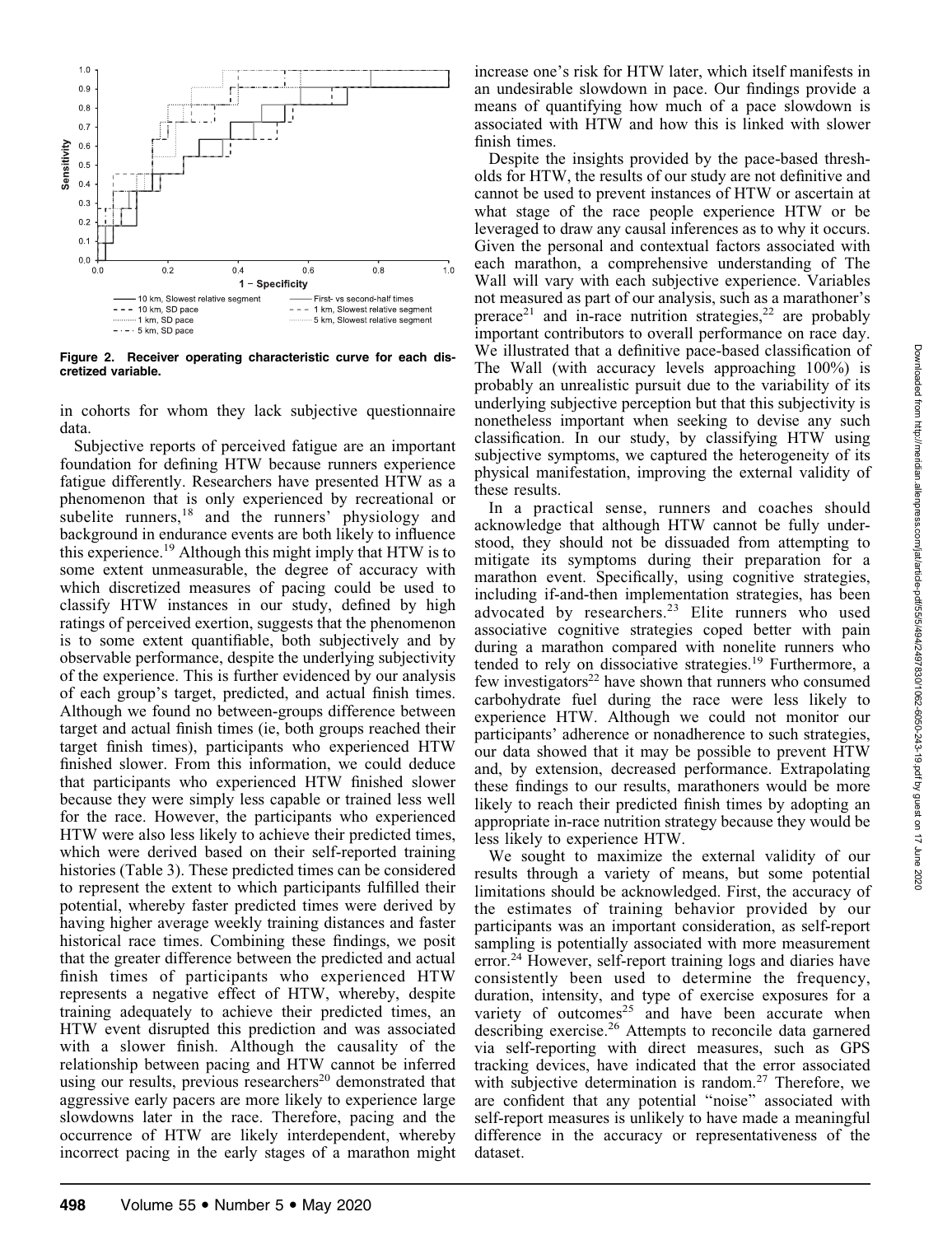Figure 2. Receiver operating characteristic curve for each discretized variable.

in cohorts for whom they lack subjective questionnaire data.

Subjective reports of perceived fatigue are an important foundation for defining HTW because runners experience fatigue differently. Researchers have presented HTW as a phenomenon that is only experienced by recreational or subelite runners,[18] and the runners' physiology and background in endurance events are both likely to influence this experience.[19] Although this might imply that HTW is to some extent unmeasurable, the degree of accuracy with which discretized measures of pacing could be used to classify HTW instances in our study, defined by high ratings of perceived exertion, suggests that the phenomenon is to some extent quantifiable, both subjectively and by observable performance, despite the underlying subjectivity of the experience. This is further evidenced by our analysis of each group's target, predicted, and actual finish times. Although we found no between-groups difference between target and actual finish times (ie, both groups reached their target finish times), participants who experienced HTW finished slower. From this information, we could deduce that participants who experienced HTW finished slower because they were simply less capable or trained less well for the race. However, the participants who experienced HTW were also less likely to achieve their predicted times, which were derived based on their self-reported training histories (Table 3). These predicted times can be considered to represent the extent to which participants fulfilled their potential, whereby faster predicted times were derived by having higher average weekly training distances and faster historical race times. Combining these findings, we posit that the greater difference between the predicted and actual finish times of participants who experienced HTW represents a negative effect of HTW, whereby, despite training adequately to achieve their predicted times, an HTW event disrupted this prediction and was associated with a slower finish. Although the causality of the relationship between pacing and HTW cannot be inferred using our results, previous researchers[20] demonstrated that aggressive early pacers are more likely to experience large slowdowns later in the race. Therefore, pacing and the occurrence of HTW are likely interdependent, whereby incorrect pacing in the early stages of a marathon might increase one's risk for HTW later, which itself manifests in an undesirable slowdown in pace. Our findings provide a means of quantifying how much of a pace slowdown is associated with HTW and how this is linked with slower finish times.

Despite the insights provided by the pace-based thresholds for HTW, the results of our study are not definitive and cannot be used to prevent instances of HTW or ascertain at what stage of the race people experience HTW or be leveraged to draw any causal inferences as to why it occurs. Given the personal and contextual factors associated with each marathon, a comprehensive understanding of The Wall will vary with each subjective experience. Variables not measured as part of our analysis, such as a marathoner's prerace[21] and in-race nutrition strategies,[22] are probably important contributors to overall performance on race day. We illustrated that a definitive pace-based classification of The Wall (with accuracy levels approaching 100%) is probably an unrealistic pursuit due to the variability of its underlying subjective perception but that this subjectivity is nonetheless important when seeking to devise any such classification. In our study, by classifying HTW using subjective symptoms, we captured the heterogeneity of its physical manifestation, improving the external validity of these results.

In a practical sense, runners and coaches should acknowledge that although HTW cannot be fully understood, they should not be dissuaded from attempting to mitigate its symptoms during their preparation for a marathon event. Specifically, using cognitive strategies, including if-and-then implementation strategies, has been advocated by researchers.[23] Elite runners who used associative cognitive strategies coped better with pain during a marathon compared with nonelite runners who tended to rely on dissociative strategies.[19] Furthermore, a few investigators[22] have shown that runners who consumed carbohydrate fuel during the race were less likely to experience HTW. Although we could not monitor our participants' adherence or nonadherence to such strategies, our data showed that it may be possible to prevent HTW and, by extension, decreased performance. Extrapolating these findings to our results, marathoners would be more likely to reach their predicted finish times by adopting an appropriate in-race nutrition strategy because they would be less likely to experience HTW.

We sought to maximize the external validity of our results through a variety of means, but some potential limitations should be acknowledged. First, the accuracy of the estimates of training behavior provided by our participants was an important consideration, as self-report sampling is potentially associated with more measurement error.[24] However, self-report training logs and diaries have consistently been used to determine the frequency, duration, intensity, and type of exercise exposures for a variety of outcomes[25] and have been accurate when describing exercise.[26] Attempts to reconcile data garnered via self-reporting with direct measures, such as GPS tracking devices, have indicated that the error associated with subjective determination is random.[27] Therefore, we are confident that any potential "noise" associated with self-report measures is unlikely to have made a meaningful difference in the accuracy or representativeness of the dataset.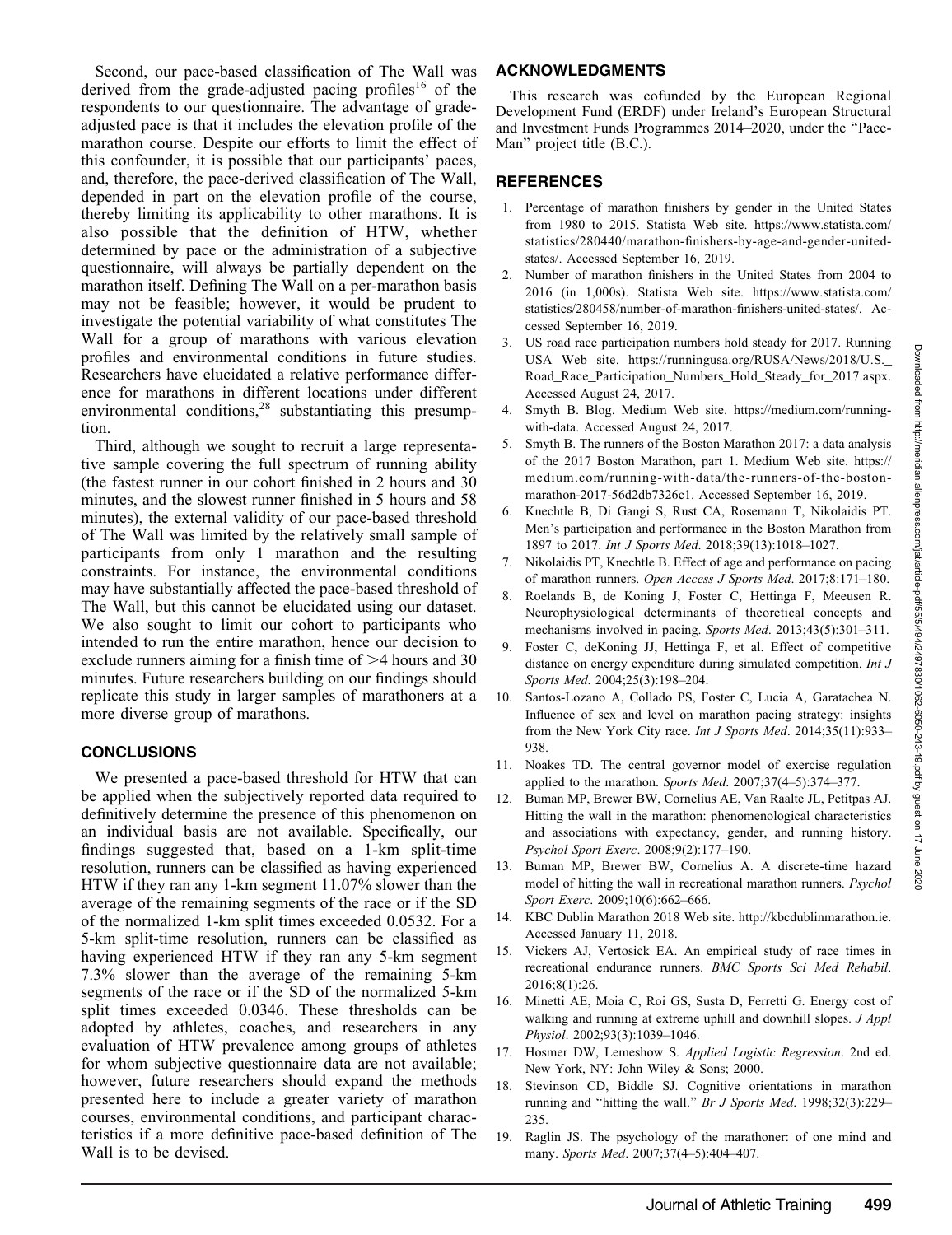Second, our pace-based classification of The Wall was derived from the grade-adjusted pacing profiles[16] of the respondents to our questionnaire. The advantage of grade-adjusted pace is that it includes the elevation profile of the marathon course. Despite our efforts to limit the effect of this confounder, it is possible that our participants' paces, and, therefore, the pace-derived classification of The Wall, depended in part on the elevation profile of the course, thereby limiting its applicability to other marathons. It is also possible that the definition of HTW, whether determined by pace or the administration of a subjective questionnaire, will always be partially dependent on the marathon itself. Defining The Wall on a per-marathon basis may not be feasible; however, it would be prudent to investigate the potential variability of what constitutes The Wall for a group of marathons with various elevation profiles and environmental conditions in future studies. Researchers have elucidated a relative performance difference for marathons in different locations under different environmental conditions,[28] substantiating this presumption.

Third, although we sought to recruit a large representative sample covering the full spectrum of running ability (the fastest runner in our cohort finished in 2 hours and 30 minutes, and the slowest runner finished in 5 hours and 58 minutes), the external validity of our pace-based threshold of The Wall was limited by the relatively small sample of participants from only 1 marathon and the resulting constraints. For instance, the environmental conditions may have substantially affected the pace-based threshold of The Wall, but this cannot be elucidated using our dataset. We also sought to limit our cohort to participants who intended to run the entire marathon, hence our decision to exclude runners aiming for a finish time of >4 hours and 30 minutes. Future researchers building on our findings should replicate this study in larger samples of marathoners at a more diverse group of marathons.

## CONCLUSIONS

We presented a pace-based threshold for HTW that can be applied when the subjectively reported data required to definitively determine the presence of this phenomenon on an individual basis are not available. Specifically, our findings suggested that, based on a 1-km split-time resolution, runners can be classified as having experienced HTW if they ran any 1-km segment 11.07% slower than the average of the remaining segments of the race or if the SD of the normalized 1-km split times exceeded 0.0532. For a 5-km split-time resolution, runners can be classified as having experienced HTW if they ran any 5-km segment 7.3% slower than the average of the remaining 5-km segments of the race or if the SD of the normalized 5-km split times exceeded 0.0346. These thresholds can be adopted by athletes, coaches, and researchers in any evaluation of HTW prevalence among groups of athletes for whom subjective questionnaire data are not available; however, future researchers should expand the methods presented here to include a greater variety of marathon courses, environmental conditions, and participant characteristics if a more definitive pace-based definition of The Wall is to be devised.

## ACKNOWLEDGMENTS

This research was cofunded by the European Regional Development Fund (ERDF) under Ireland's European Structural and Investment Funds Programmes 2014–2020, under the "Pace-Man" project title (B.C.).

## REFERENCES

1. Percentage of marathon finishers by gender in the United States from 1980 to 2015. Statista Web site. https://www.statista.com/statistics/280440/marathon-finishers-by-age-and-gender-united-states/. Accessed September 16, 2019.
2. Number of marathon finishers in the United States from 2004 to 2016 (in 1,000s). Statista Web site. https://www.statista.com/statistics/280458/number-of-marathon-finishers-united-states/. Accessed September 16, 2019.
3. US road race participation numbers hold steady for 2017. Running USA Web site. https://runningusa.org/RUSA/News/2018/U.S._Road_Race_Participation_Numbers_Hold_Steady_for_2017.aspx. Accessed August 24, 2017.
4. Smyth B. Blog. Medium Web site. https://medium.com/running-with-data. Accessed August 24, 2017.
5. Smyth B. The runners of the Boston Marathon 2017: a data analysis of the 2017 Boston Marathon, part 1. Medium Web site. https://medium.com/running-with-data/the-runners-of-the-boston-marathon-2017-56d2db7326c1. Accessed September 16, 2019.
6. Knechtle B, Di Gangi S, Rust CA, Rosemann T, Nikolaidis PT. Men's participation and performance in the Boston Marathon from 1897 to 2017. *Int J Sports Med*. 2018;39(13):1018–1027.
7. Nikolaidis PT, Knechtle B. Effect of age and performance on pacing of marathon runners. *Open Access J Sports Med*. 2017;8:171–180.
8. Roelands B, de Koning J, Foster C, Hettinga F, Meeusen R. Neurophysiological determinants of theoretical concepts and mechanisms involved in pacing. *Sports Med*. 2013;43(5):301–311.
9. Foster C, deKoning JJ, Hettinga F, et al. Effect of competitive distance on energy expenditure during simulated competition. *Int J Sports Med*. 2004;25(3):198–204.
10. Santos-Lozano A, Collado PS, Foster C, Lucia A, Garatachea N. Influence of sex and level on marathon pacing strategy: insights from the New York City race. *Int J Sports Med*. 2014;35(11):933–938.
11. Noakes TD. The central governor model of exercise regulation applied to the marathon. *Sports Med*. 2007;37(4–5):374–377.
12. Buman MP, Brewer BW, Cornelius AE, Van Raalte JL, Petitpas AJ. Hitting the wall in the marathon: phenomenological characteristics and associations with expectancy, gender, and running history. *Psychol Sport Exerc*. 2008;9(2):177–190.
13. Buman MP, Brewer BW, Cornelius A. A discrete-time hazard model of hitting the wall in recreational marathon runners. *Psychol Sport Exerc*. 2009;10(6):662–666.
14. KBC Dublin Marathon 2018 Web site. http://kbcdublinmarathon.ie. Accessed January 11, 2018.
15. Vickers AJ, Vertosick EA. An empirical study of race times in recreational endurance runners. *BMC Sports Sci Med Rehabil*. 2016;8(1):26.
16. Minetti AE, Moia C, Roi GS, Susta D, Ferretti G. Energy cost of walking and running at extreme uphill and downhill slopes. *J Appl Physiol*. 2002;93(3):1039–1046.
17. Hosmer DW, Lemeshow S. *Applied Logistic Regression*. 2nd ed. New York, NY: John Wiley & Sons; 2000.
18. Stevinson CD, Biddle SJ. Cognitive orientations in marathon running and "hitting the wall." *Br J Sports Med*. 1998;32(3):229–235.
19. Raglin JS. The psychology of the marathoner: of one mind and many. *Sports Med*. 2007;37(4–5):404–407.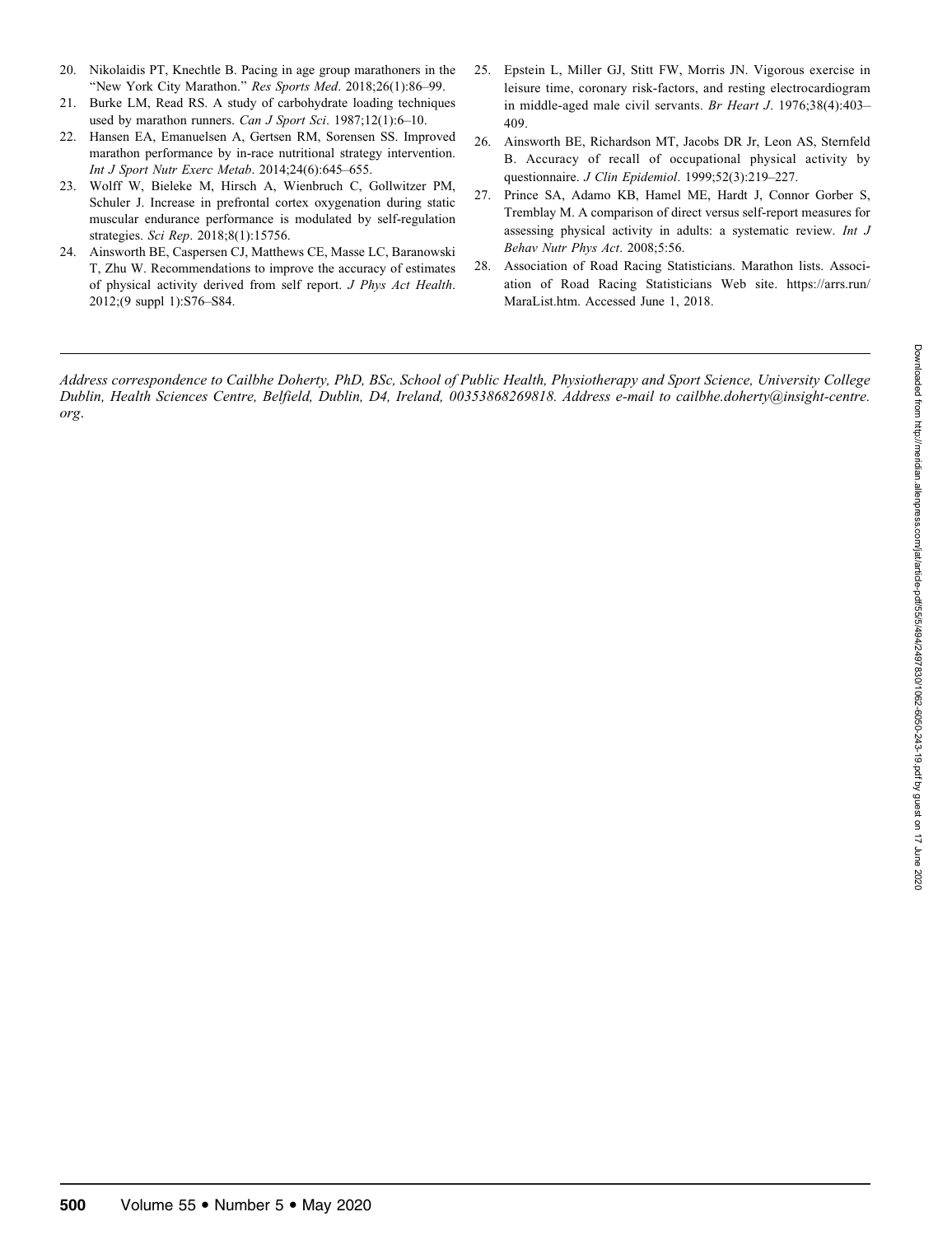20. Nikolaidis PT, Knechtle B. Pacing in age group marathoners in the "New York City Marathon." *Res Sports Med*. 2018;26(1):86–99.
21. Burke LM, Read RS. A study of carbohydrate loading techniques used by marathon runners. *Can J Sport Sci*. 1987;12(1):6–10.
22. Hansen EA, Emanuelsen A, Gertsen RM, Sorensen SS. Improved marathon performance by in-race nutritional strategy intervention. *Int J Sport Nutr Exerc Metab*. 2014;24(6):645–655.
23. Wolff W, Bieleke M, Hirsch A, Wienbruch C, Gollwitzer PM, Schuler J. Increase in prefrontal cortex oxygenation during static muscular endurance performance is modulated by self-regulation strategies. *Sci Rep*. 2018;8(1):15756.
24. Ainsworth BE, Caspersen CJ, Matthews CE, Masse LC, Baranowski T, Zhu W. Recommendations to improve the accuracy of estimates of physical activity derived from self report. *J Phys Act Health*. 2012;(9 suppl 1):S76–S84.
25. Epstein L, Miller GJ, Stitt FW, Morris JN. Vigorous exercise in leisure time, coronary risk-factors, and resting electrocardiogram in middle-aged male civil servants. *Br Heart J*. 1976;38(4):403–409.
26. Ainsworth BE, Richardson MT, Jacobs DR Jr, Leon AS, Sternfeld B. Accuracy of recall of occupational physical activity by questionnaire. *J Clin Epidemiol*. 1999;52(3):219–227.
27. Prince SA, Adamo KB, Hamel ME, Hardt J, Connor Gorber S, Tremblay M. A comparison of direct versus self-report measures for assessing physical activity in adults: a systematic review. *Int J Behav Nutr Phys Act*. 2008;5:56.
28. Association of Road Racing Statisticians. Marathon lists. Association of Road Racing Statisticians Web site. https://arrs.run/MaraList.htm. Accessed June 1, 2018.

*Address correspondence to Cailbhe Doherty, PhD, BSc, School of Public Health, Physiotherapy and Sport Science, University College Dublin, Health Sciences Centre, Belfield, Dublin, D4, Ireland, 00353868269818. Address e-mail to cailbhe.doherty@insight-centre.org.*